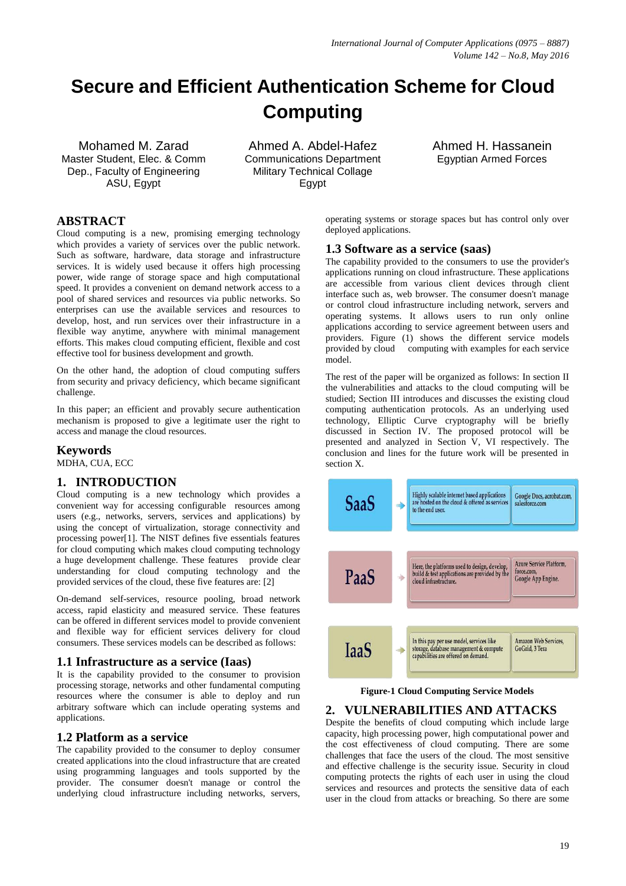# Secure and Efficient Authentication Scheme for Cloud Computing

Mohamed M. Zarad
Master Student, Elec. & Comm Dep., Faculty of Engineering
ASU, Egypt

Ahmed A. Abdel-Hafez
Communications Department
Military Technical Collage
Egypt

Ahmed H. Hassanein
Egyptian Armed Forces

## ABSTRACT

Cloud computing is a new, promising emerging technology which provides a variety of services over the public network. Such as software, hardware, data storage and infrastructure services. It is widely used because it offers high processing power, wide range of storage space and high computational speed. It provides a convenient on demand network access to a pool of shared services and resources via public networks. So enterprises can use the available services and resources to develop, host, and run services over their infrastructure in a flexible way anytime, anywhere with minimal management efforts. This makes cloud computing efficient, flexible and cost effective tool for business development and growth.

On the other hand, the adoption of cloud computing suffers from security and privacy deficiency, which became significant challenge.

In this paper; an efficient and provably secure authentication mechanism is proposed to give a legitimate user the right to access and manage the cloud resources.

## Keywords

MDHA, CUA, ECC

## 1. INTRODUCTION

Cloud computing is a new technology which provides a convenient way for accessing configurable resources among users (e.g., networks, servers, services and applications) by using the concept of virtualization, storage connectivity and processing power[1]. The NIST defines five essentials features for cloud computing which makes cloud computing technology a huge development challenge. These features provide clear understanding for cloud computing technology and the provided services of the cloud, these five features are: [2]

On-demand self-services, resource pooling, broad network access, rapid elasticity and measured service. These features can be offered in different services model to provide convenient and flexible way for efficient services delivery for cloud consumers. These services models can be described as follows:

### 1.1 Infrastructure as a service (Iaas)

It is the capability provided to the consumer to provision processing storage, networks and other fundamental computing resources where the consumer is able to deploy and run arbitrary software which can include operating systems and applications.

### 1.2 Platform as a service

The capability provided to the consumer to deploy consumer created applications into the cloud infrastructure that are created using programming languages and tools supported by the provider. The consumer doesn't manage or control the underlying cloud infrastructure including networks, servers, operating systems or storage spaces but has control only over deployed applications.

### 1.3 Software as a service (saas)

The capability provided to the consumers to use the provider's applications running on cloud infrastructure. These applications are accessible from various client devices through client interface such as, web browser. The consumer doesn't manage or control cloud infrastructure including network, servers and operating systems. It allows users to run only online applications according to service agreement between users and providers. Figure (1) shows the different service models provided by cloud computing with examples for each service model.

The rest of the paper will be organized as follows: In section II the vulnerabilities and attacks to the cloud computing will be studied; Section III introduces and discusses the existing cloud computing authentication protocols. As an underlying used technology, Elliptic Curve cryptography will be briefly discussed in Section IV. The proposed protocol will be presented and analyzed in Section V, VI respectively. The conclusion and lines for the future work will be presented in section X.

| Model | Description | Examples |
|---|---|---|
| SaaS | Highly scalable internet based applications are hosted on the cloud & offered as services to the end user. | Google Docs, acrobat.com, salesforce.com |
| PaaS | Here, the platforms used to design, develop, build & test applications are provided by the cloud infrastructure. | Azure Service Platform, force.com, Google App Engine. |
| IaaS | In this pay per use model, services like storage, database management & compute capabilities are offered on demand. | Amazon Web Services, GoGrid, 3 Tera |

**Figure-1 Cloud Computing Service Models**

## 2. VULNERABILITIES AND ATTACKS

Despite the benefits of cloud computing which include large capacity, high processing power, high computational power and the cost effectiveness of cloud computing. There are some challenges that face the users of the cloud. The most sensitive and effective challenge is the security issue. Security in cloud computing protects the rights of each user in using the cloud services and resources and protects the sensitive data of each user in the cloud from attacks or breaching. So there are some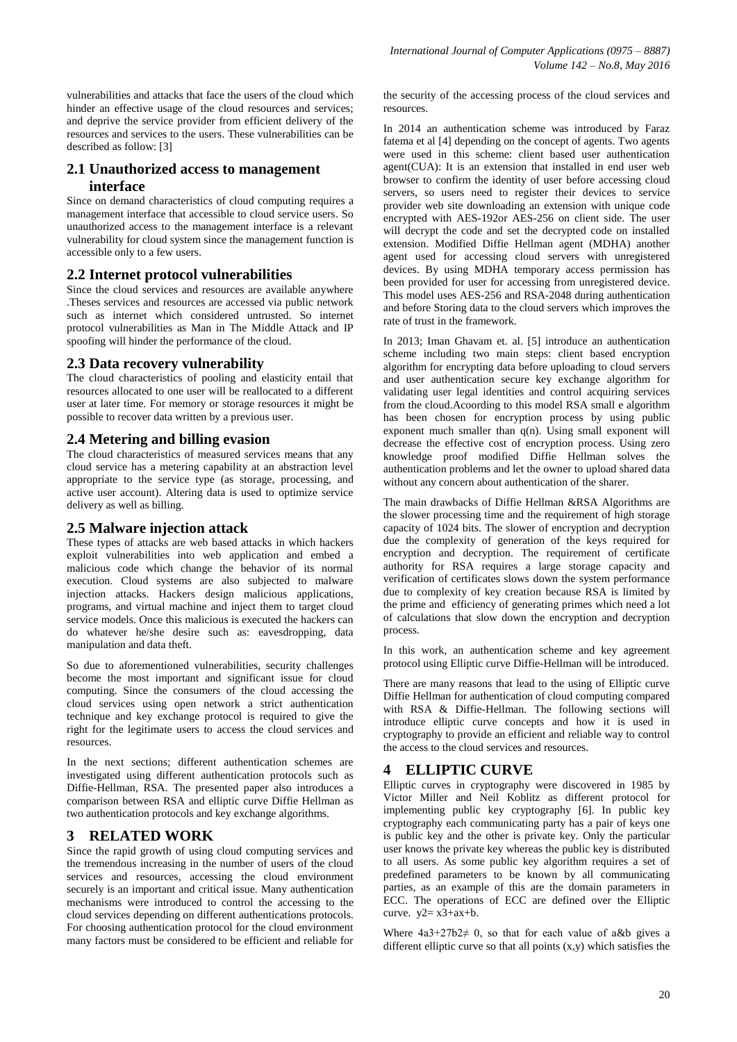vulnerabilities and attacks that face the users of the cloud which hinder an effective usage of the cloud resources and services; and deprive the service provider from efficient delivery of the resources and services to the users. These vulnerabilities can be described as follow: [3]

## 2.1 Unauthorized access to management interface

Since on demand characteristics of cloud computing requires a management interface that accessible to cloud service users. So unauthorized access to the management interface is a relevant vulnerability for cloud system since the management function is accessible only to a few users.

## 2.2 Internet protocol vulnerabilities

Since the cloud services and resources are available anywhere .Theses services and resources are accessed via public network such as internet which considered untrusted. So internet protocol vulnerabilities as Man in The Middle Attack and IP spoofing will hinder the performance of the cloud.

## 2.3 Data recovery vulnerability

The cloud characteristics of pooling and elasticity entail that resources allocated to one user will be reallocated to a different user at later time. For memory or storage resources it might be possible to recover data written by a previous user.

## 2.4 Metering and billing evasion

The cloud characteristics of measured services means that any cloud service has a metering capability at an abstraction level appropriate to the service type (as storage, processing, and active user account). Altering data is used to optimize service delivery as well as billing.

## 2.5 Malware injection attack

These types of attacks are web based attacks in which hackers exploit vulnerabilities into web application and embed a malicious code which change the behavior of its normal execution. Cloud systems are also subjected to malware injection attacks. Hackers design malicious applications, programs, and virtual machine and inject them to target cloud service models. Once this malicious is executed the hackers can do whatever he/she desire such as: eavesdropping, data manipulation and data theft.

So due to aforementioned vulnerabilities, security challenges become the most important and significant issue for cloud computing. Since the consumers of the cloud accessing the cloud services using open network a strict authentication technique and key exchange protocol is required to give the right for the legitimate users to access the cloud services and resources.

In the next sections; different authentication schemes are investigated using different authentication protocols such as Diffie-Hellman, RSA. The presented paper also introduces a comparison between RSA and elliptic curve Diffie Hellman as two authentication protocols and key exchange algorithms.

# 3 RELATED WORK

Since the rapid growth of using cloud computing services and the tremendous increasing in the number of users of the cloud services and resources, accessing the cloud environment securely is an important and critical issue. Many authentication mechanisms were introduced to control the accessing to the cloud services depending on different authentications protocols. For choosing authentication protocol for the cloud environment many factors must be considered to be efficient and reliable for the security of the accessing process of the cloud services and resources.

In 2014 an authentication scheme was introduced by Faraz fatema et al [4] depending on the concept of agents. Two agents were used in this scheme: client based user authentication agent(CUA): It is an extension that installed in end user web browser to confirm the identity of user before accessing cloud servers, so users need to register their devices to service provider web site downloading an extension with unique code encrypted with AES-192or AES-256 on client side. The user will decrypt the code and set the decrypted code on installed extension. Modified Diffie Hellman agent (MDHA) another agent used for accessing cloud servers with unregistered devices. By using MDHA temporary access permission has been provided for user for accessing from unregistered device. This model uses AES-256 and RSA-2048 during authentication and before Storing data to the cloud servers which improves the rate of trust in the framework.

In 2013; Iman Ghavam et. al. [5] introduce an authentication scheme including two main steps: client based encryption algorithm for encrypting data before uploading to cloud servers and user authentication secure key exchange algorithm for validating user legal identities and control acquiring services from the cloud.Acoording to this model RSA small e algorithm has been chosen for encryption process by using public exponent much smaller than q(n). Using small exponent will decrease the effective cost of encryption process. Using zero knowledge proof modified Diffie Hellman solves the authentication problems and let the owner to upload shared data without any concern about authentication of the sharer.

The main drawbacks of Diffie Hellman &RSA Algorithms are the slower processing time and the requirement of high storage capacity of 1024 bits. The slower of encryption and decryption due the complexity of generation of the keys required for encryption and decryption. The requirement of certificate authority for RSA requires a large storage capacity and verification of certificates slows down the system performance due to complexity of key creation because RSA is limited by the prime and efficiency of generating primes which need a lot of calculations that slow down the encryption and decryption process.

In this work, an authentication scheme and key agreement protocol using Elliptic curve Diffie-Hellman will be introduced.

There are many reasons that lead to the using of Elliptic curve Diffie Hellman for authentication of cloud computing compared with RSA & Diffie-Hellman. The following sections will introduce elliptic curve concepts and how it is used in cryptography to provide an efficient and reliable way to control the access to the cloud services and resources.

# 4 ELLIPTIC CURVE

Elliptic curves in cryptography were discovered in 1985 by Victor Miller and Neil Koblitz as different protocol for implementing public key cryptography [6]. In public key cryptography each communicating party has a pair of keys one is public key and the other is private key. Only the particular user knows the private key whereas the public key is distributed to all users. As some public key algorithm requires a set of predefined parameters to be known by all communicating parties, as an example of this are the domain parameters in ECC. The operations of ECC are defined over the Elliptic curve. $y^2 = x^3 + ax + b$.

Where $4a^3 + 27b^2 \neq 0$, so that for each value of a&b gives a different elliptic curve so that all points (x,y) which satisfies the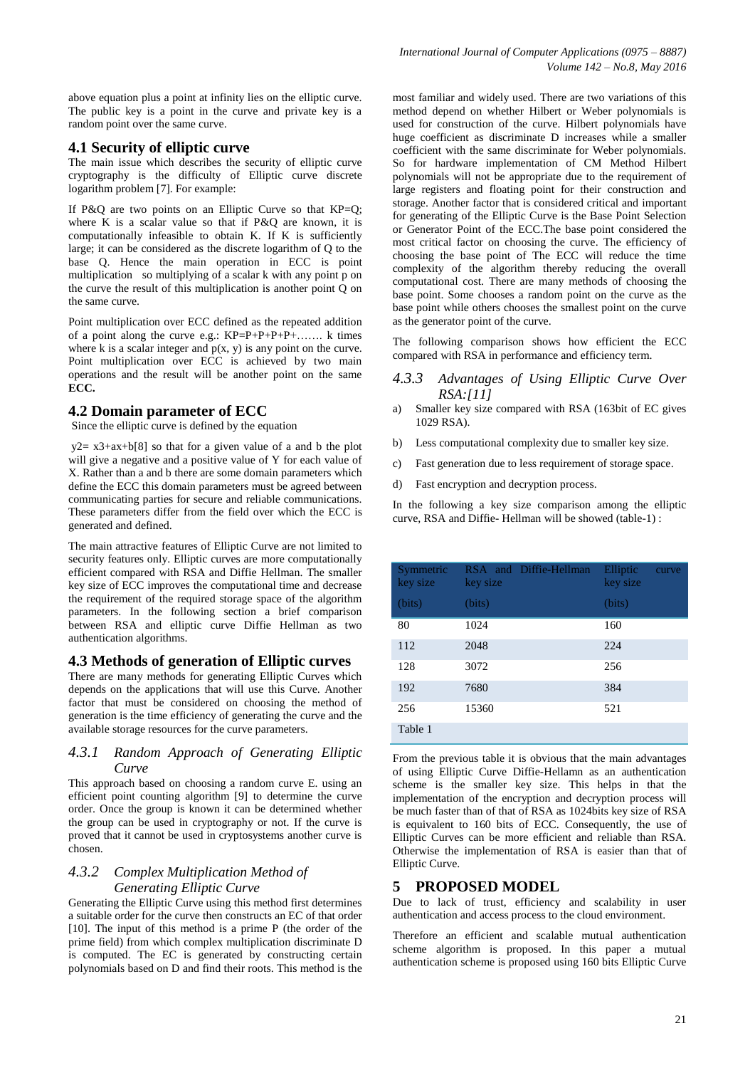above equation plus a point at infinity lies on the elliptic curve. The public key is a point in the curve and private key is a random point over the same curve.

## 4.1 Security of elliptic curve

The main issue which describes the security of elliptic curve cryptography is the difficulty of Elliptic curve discrete logarithm problem [7]. For example:

If P&Q are two points on an Elliptic Curve so that KP=Q; where K is a scalar value so that if P&Q are known, it is computationally infeasible to obtain K. If K is sufficiently large; it can be considered as the discrete logarithm of Q to the base Q. Hence the main operation in ECC is point multiplication so multiplying of a scalar k with any point p on the curve the result of this multiplication is another point Q on the same curve.

Point multiplication over ECC defined as the repeated addition of a point along the curve e.g.: KP=P+P+P+……. k times where k is a scalar integer and p(x, y) is any point on the curve. Point multiplication over ECC is achieved by two main operations and the result will be another point on the same **ECC.**

## 4.2 Domain parameter of ECC

Since the elliptic curve is defined by the equation

$y2= x3+ax+b$[8] so that for a given value of a and b the plot will give a negative and a positive value of Y for each value of X. Rather than a and b there are some domain parameters which define the ECC this domain parameters must be agreed between communicating parties for secure and reliable communications. These parameters differ from the field over which the ECC is generated and defined.

The main attractive features of Elliptic Curve are not limited to security features only. Elliptic curves are more computationally efficient compared with RSA and Diffie Hellman. The smaller key size of ECC improves the computational time and decrease the requirement of the required storage space of the algorithm parameters. In the following section a brief comparison between RSA and elliptic curve Diffie Hellman as two authentication algorithms.

## 4.3 Methods of generation of Elliptic curves

There are many methods for generating Elliptic Curves which depends on the applications that will use this Curve. Another factor that must be considered on choosing the method of generation is the time efficiency of generating the curve and the available storage resources for the curve parameters.

### *4.3.1 Random Approach of Generating Elliptic Curve*

This approach based on choosing a random curve E. using an efficient point counting algorithm [9] to determine the curve order. Once the group is known it can be determined whether the group can be used in cryptography or not. If the curve is proved that it cannot be used in cryptosystems another curve is chosen.

### *4.3.2 Complex Multiplication Method of Generating Elliptic Curve*

Generating the Elliptic Curve using this method first determines a suitable order for the curve then constructs an EC of that order [10]. The input of this method is a prime P (the order of the prime field) from which complex multiplication discriminate D is computed. The EC is generated by constructing certain polynomials based on D and find their roots. This method is the most familiar and widely used. There are two variations of this method depend on whether Hilbert or Weber polynomials is used for construction of the curve. Hilbert polynomials have huge coefficient as discriminate D increases while a smaller coefficient with the same discriminate for Weber polynomials. So for hardware implementation of CM Method Hilbert polynomials will not be appropriate due to the requirement of large registers and floating point for their construction and storage. Another factor that is considered critical and important for generating of the Elliptic Curve is the Base Point Selection or Generator Point of the ECC.The base point considered the most critical factor on choosing the curve. The efficiency of choosing the base point of The ECC will reduce the time complexity of the algorithm thereby reducing the overall computational cost. There are many methods of choosing the base point. Some chooses a random point on the curve as the base point while others chooses the smallest point on the curve as the generator point of the curve.

The following comparison shows how efficient the ECC compared with RSA in performance and efficiency term.

### *4.3.3 Advantages of Using Elliptic Curve Over RSA:[11]*

a) Smaller key size compared with RSA (163bit of EC gives 1029 RSA).

b) Less computational complexity due to smaller key size.

c) Fast generation due to less requirement of storage space.

d) Fast encryption and decryption process.

In the following a key size comparison among the elliptic curve, RSA and Diffie- Hellman will be showed (table-1) :

| Symmetric key size (bits) | RSA and Diffie-Hellman key size (bits) | Elliptic curve key size (bits) |
|---|---|---|
| 80 | 1024 | 160 |
| 112 | 2048 | 224 |
| 128 | 3072 | 256 |
| 192 | 7680 | 384 |
| 256 | 15360 | 521 |

Table 1

From the previous table it is obvious that the main advantages of using Elliptic Curve Diffie-Hellamn as an authentication scheme is the smaller key size. This helps in that the implementation of the encryption and decryption process will be much faster than of that of RSA as 1024bits key size of RSA is equivalent to 160 bits of ECC. Consequently, the use of Elliptic Curves can be more efficient and reliable than RSA. Otherwise the implementation of RSA is easier than that of Elliptic Curve.

# 5 PROPOSED MODEL

Due to lack of trust, efficiency and scalability in user authentication and access process to the cloud environment.

Therefore an efficient and scalable mutual authentication scheme algorithm is proposed. In this paper a mutual authentication scheme is proposed using 160 bits Elliptic Curve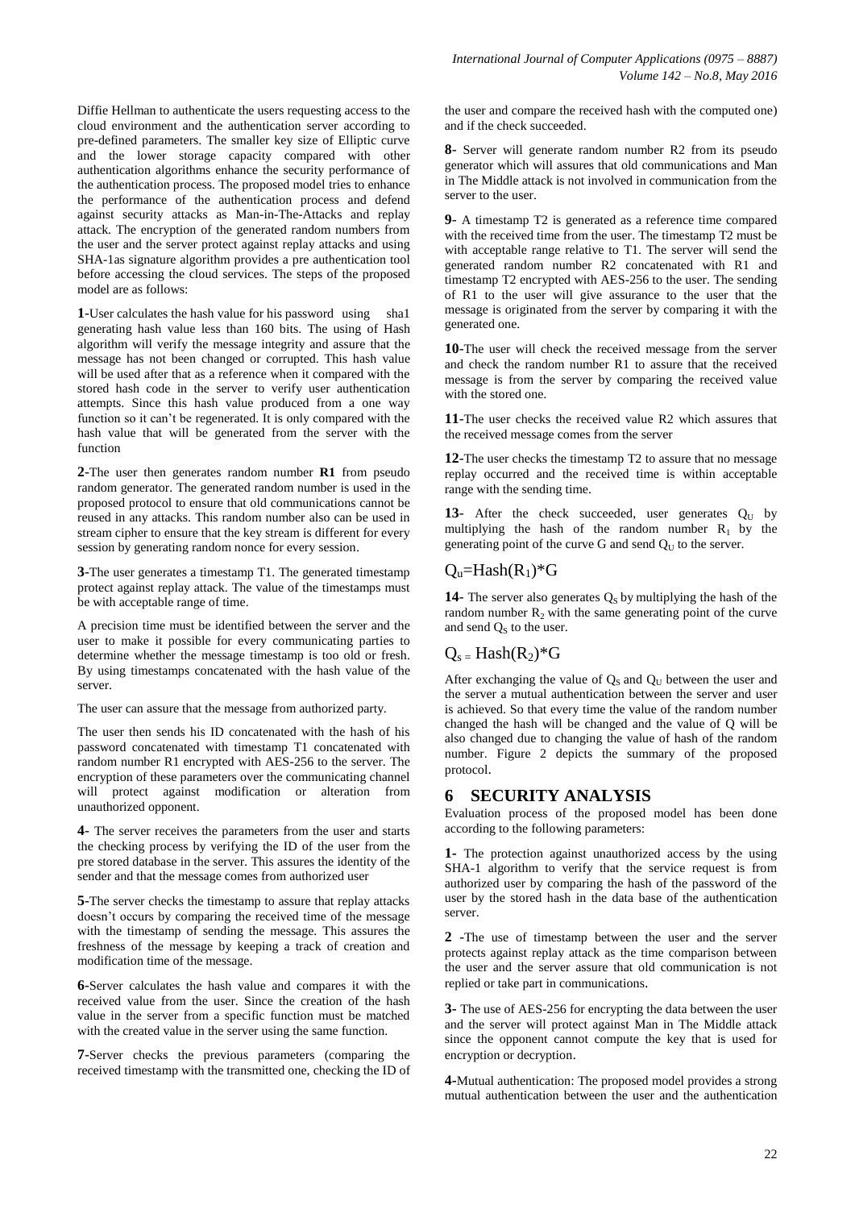Diffie Hellman to authenticate the users requesting access to the cloud environment and the authentication server according to pre-defined parameters. The smaller key size of Elliptic curve and the lower storage capacity compared with other authentication algorithms enhance the security performance of the authentication process. The proposed model tries to enhance the performance of the authentication process and defend against security attacks as Man-in-The-Attacks and replay attack. The encryption of the generated random numbers from the user and the server protect against replay attacks and using SHA-1as signature algorithm provides a pre authentication tool before accessing the cloud services. The steps of the proposed model are as follows:

**1**-User calculates the hash value for his password using sha1 generating hash value less than 160 bits. The using of Hash algorithm will verify the message integrity and assure that the message has not been changed or corrupted. This hash value will be used after that as a reference when it compared with the stored hash code in the server to verify user authentication attempts. Since this hash value produced from a one way function so it can't be regenerated. It is only compared with the hash value that will be generated from the server with the function

**2**-The user then generates random number **R1** from pseudo random generator. The generated random number is used in the proposed protocol to ensure that old communications cannot be reused in any attacks. This random number also can be used in stream cipher to ensure that the key stream is different for every session by generating random nonce for every session.

**3**-The user generates a timestamp T1. The generated timestamp protect against replay attack. The value of the timestamps must be with acceptable range of time.

A precision time must be identified between the server and the user to make it possible for every communicating parties to determine whether the message timestamp is too old or fresh. By using timestamps concatenated with the hash value of the server.

The user can assure that the message from authorized party.

The user then sends his ID concatenated with the hash of his password concatenated with timestamp T1 concatenated with random number R1 encrypted with AES-256 to the server. The encryption of these parameters over the communicating channel will protect against modification or alteration from unauthorized opponent.

**4**- The server receives the parameters from the user and starts the checking process by verifying the ID of the user from the pre stored database in the server. This assures the identity of the sender and that the message comes from authorized user

**5**-The server checks the timestamp to assure that replay attacks doesn't occurs by comparing the received time of the message with the timestamp of sending the message. This assures the freshness of the message by keeping a track of creation and modification time of the message.

**6**-Server calculates the hash value and compares it with the received value from the user. Since the creation of the hash value in the server from a specific function must be matched with the created value in the server using the same function.

**7**-Server checks the previous parameters (comparing the received timestamp with the transmitted one, checking the ID of the user and compare the received hash with the computed one) and if the check succeeded.

**8**- Server will generate random number R2 from its pseudo generator which will assures that old communications and Man in The Middle attack is not involved in communication from the server to the user.

**9**- A timestamp T2 is generated as a reference time compared with the received time from the user. The timestamp T2 must be with acceptable range relative to T1. The server will send the generated random number R2 concatenated with R1 and timestamp T2 encrypted with AES-256 to the user. The sending of R1 to the user will give assurance to the user that the message is originated from the server by comparing it with the generated one.

**10**-The user will check the received message from the server and check the random number R1 to assure that the received message is from the server by comparing the received value with the stored one.

**11**-The user checks the received value R2 which assures that the received message comes from the server

**12**-The user checks the timestamp T2 to assure that no message replay occurred and the received time is within acceptable range with the sending time.

**13**- After the check succeeded, user generates $Q_U$ by multiplying the hash of the random number $R_1$ by the generating point of the curve G and send $Q_U$ to the server.

$$Q_u = Hash(R_1) * G$$

**14**- The server also generates $Q_S$ by multiplying the hash of the random number $R_2$ with the same generating point of the curve and send $Q_S$ to the user.

$$Q_s = Hash(R_2) * G$$

After exchanging the value of $Q_S$ and $Q_U$ between the user and the server a mutual authentication between the server and user is achieved. So that every time the value of the random number changed the hash will be changed and the value of Q will be also changed due to changing the value of hash of the random number. Figure 2 depicts the summary of the proposed protocol.

## 6 SECURITY ANALYSIS

Evaluation process of the proposed model has been done according to the following parameters:

**1-** The protection against unauthorized access by the using SHA-1 algorithm to verify that the service request is from authorized user by comparing the hash of the password of the user by the stored hash in the data base of the authentication server.

**2** -The use of timestamp between the user and the server protects against replay attack as the time comparison between the user and the server assure that old communication is not replied or take part in communications.

**3-** The use of AES-256 for encrypting the data between the user and the server will protect against Man in The Middle attack since the opponent cannot compute the key that is used for encryption or decryption.

**4-**Mutual authentication: The proposed model provides a strong mutual authentication between the user and the authentication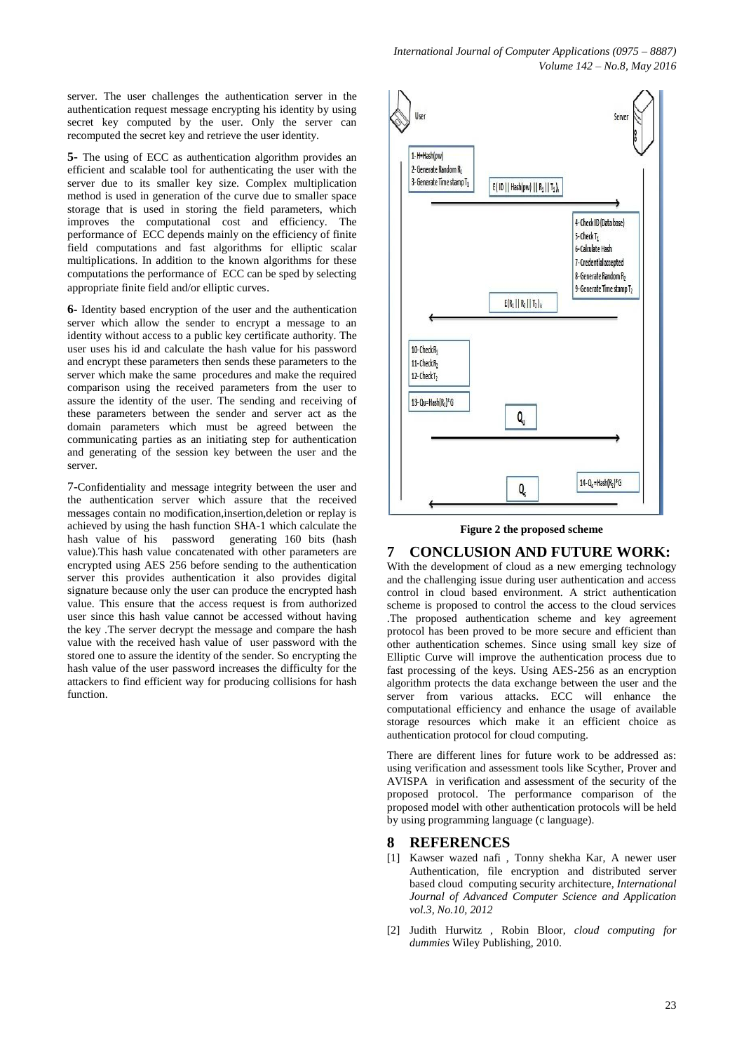server. The user challenges the authentication server in the authentication request message encrypting his identity by using secret key computed by the user. Only the server can recomputed the secret key and retrieve the user identity.

**5-** The using of ECC as authentication algorithm provides an efficient and scalable tool for authenticating the user with the server due to its smaller key size. Complex multiplication method is used in generation of the curve due to smaller space storage that is used in storing the field parameters, which improves the computational cost and efficiency. The performance of ECC depends mainly on the efficiency of finite field computations and fast algorithms for elliptic scalar multiplications. In addition to the known algorithms for these computations the performance of ECC can be sped by selecting appropriate finite field and/or elliptic curves.

**6-** Identity based encryption of the user and the authentication server which allow the sender to encrypt a message to an identity without access to a public key certificate authority. The user uses his id and calculate the hash value for his password and encrypt these parameters then sends these parameters to the server which make the same procedures and make the required comparison using the received parameters from the user to assure the identity of the user. The sending and receiving of these parameters between the sender and server act as the domain parameters which must be agreed between the communicating parties as an initiating step for authentication and generating of the session key between the user and the server.

7-Confidentiality and message integrity between the user and the authentication server which assure that the received messages contain no modification,insertion,deletion or replay is achieved by using the hash function SHA-1 which calculate the hash value of his password generating 160 bits (hash value).This hash value concatenated with other parameters are encrypted using AES 256 before sending to the authentication server this provides authentication it also provides digital signature because only the user can produce the encrypted hash value. This ensure that the access request is from authorized user since this hash value cannot be accessed without having the key .The server decrypt the message and compare the hash value with the received hash value of user password with the stored one to assure the identity of the sender. So encrypting the hash value of the user password increases the difficulty for the attackers to find efficient way for producing collisions for hash function.

**Figure 2 the proposed scheme**

## 7 CONCLUSION AND FUTURE WORK:

With the development of cloud as a new emerging technology and the challenging issue during user authentication and access control in cloud based environment. A strict authentication scheme is proposed to control the access to the cloud services .The proposed authentication scheme and key agreement protocol has been proved to be more secure and efficient than other authentication schemes. Since using small key size of Elliptic Curve will improve the authentication process due to fast processing of the keys. Using AES-256 as an encryption algorithm protects the data exchange between the user and the server from various attacks. ECC will enhance the computational efficiency and enhance the usage of available storage resources which make it an efficient choice as authentication protocol for cloud computing.

There are different lines for future work to be addressed as: using verification and assessment tools like Scyther, Prover and AVISPA in verification and assessment of the security of the proposed protocol. The performance comparison of the proposed model with other authentication protocols will be held by using programming language (c language).

## 8 REFERENCES

[1] Kawser wazed nafi , Tonny shekha Kar, A newer user Authentication, file encryption and distributed server based cloud computing security architecture, *International Journal of Advanced Computer Science and Application vol.3, No.10, 2012*

[2] Judith Hurwitz , Robin Bloor, *cloud computing for dummies* Wiley Publishing, 2010.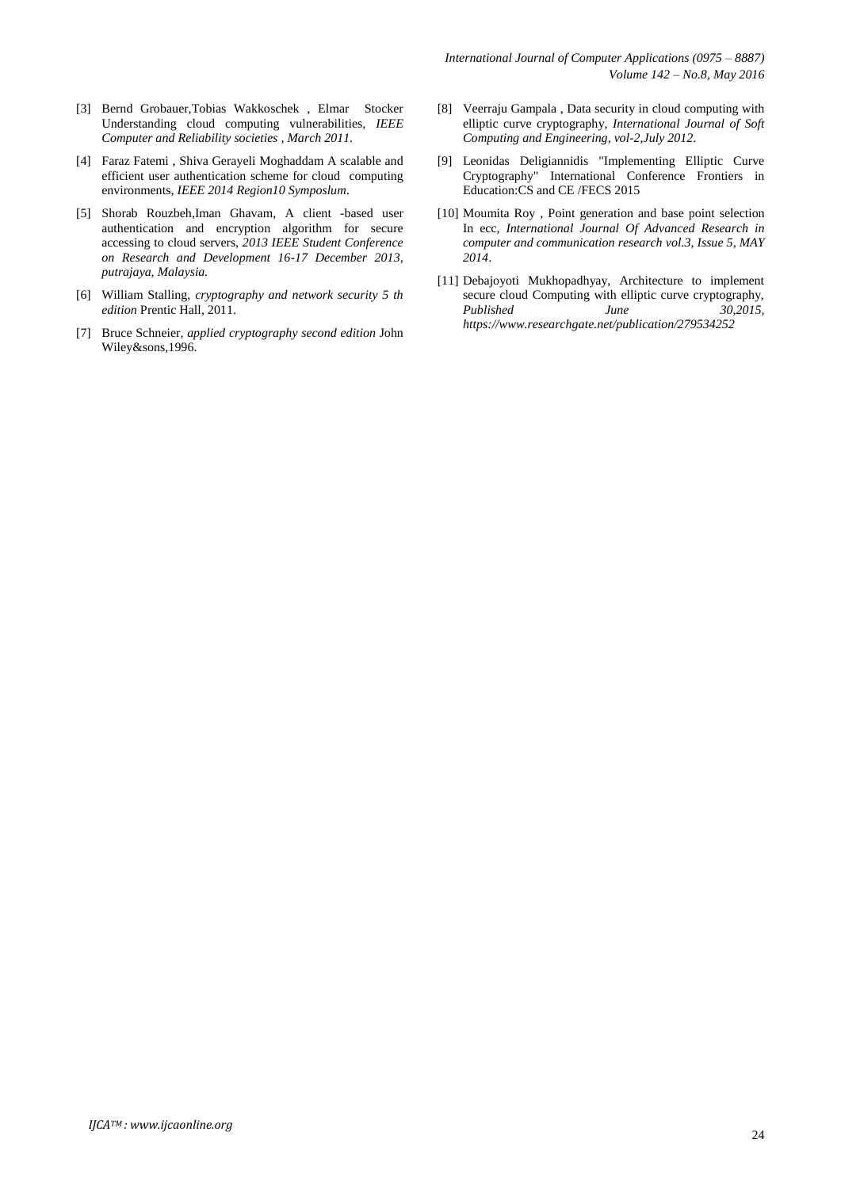[3] Bernd Grobauer,Tobias Wakkoschek , Elmar Stocker Understanding cloud computing vulnerabilities, *IEEE Computer and Reliability societies , March 2011.*

[4] Faraz Fatemi , Shiva Gerayeli Moghaddam A scalable and efficient user authentication scheme for cloud computing environments, *IEEE 2014 Region10 Symposlum*.

[5] Shorab Rouzbeh,Iman Ghavam, A client -based user authentication and encryption algorithm for secure accessing to cloud servers, *2013 IEEE Student Conference on Research and Development 16-17 December 2013, putrajaya, Malaysia.*

[6] William Stalling, *cryptography and network security 5 th edition* Prentic Hall, 2011.

[7] Bruce Schneier, *applied cryptography second edition* John Wiley&sons,1996.

[8] Veerraju Gampala , Data security in cloud computing with elliptic curve cryptography, *International Journal of Soft Computing and Engineering, vol-2,July 2012.*

[9] Leonidas Deligiannidis "Implementing Elliptic Curve Cryptography" International Conference Frontiers in Education:CS and CE /FECS 2015

[10] Moumita Roy , Point generation and base point selection In ecc, *International Journal Of Advanced Research in computer and communication research vol.3, Issue 5, MAY 2014*.

[11] Debajoyoti Mukhopadhyay, Architecture to implement secure cloud Computing with elliptic curve cryptography, *Published June 30,2015, https://www.researchgate.net/publication/279534252*